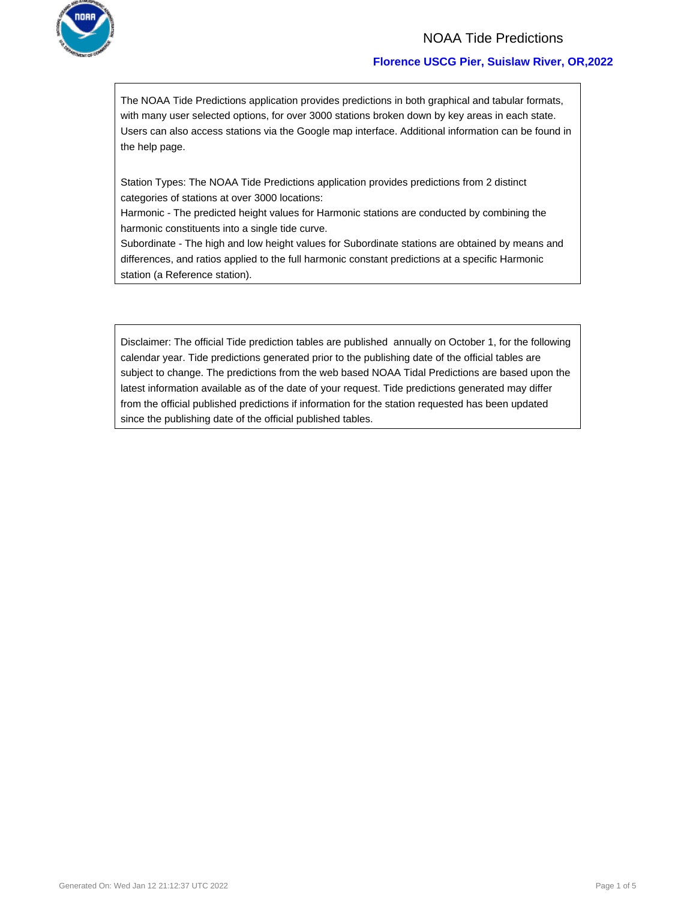# NOAA Tide Predictions

## Florence USCG Pier, Suislaw River, OR,2022

The NOAA Tide Predictions application provides predictions in both graphical and tabular formats, with many user selected options, for over 3000 stations broken down by key areas in each state. Users can also access stations via the Google map interface. Additional information can be found in the help page.

Station Types: The NOAA Tide Predictions application provides predictions from 2 distinct categories of stations at over 3000 locations:
Harmonic - The predicted height values for Harmonic stations are conducted by combining the harmonic constituents into a single tide curve.
Subordinate - The high and low height values for Subordinate stations are obtained by means and differences, and ratios applied to the full harmonic constant predictions at a specific Harmonic station (a Reference station).

Disclaimer: The official Tide prediction tables are published annually on October 1, for the following calendar year. Tide predictions generated prior to the publishing date of the official tables are subject to change. The predictions from the web based NOAA Tidal Predictions are based upon the latest information available as of the date of your request. Tide predictions generated may differ from the official published predictions if information for the station requested has been updated since the publishing date of the official published tables.

Generated On: Wed Jan 12 21:12:37 UTC 2022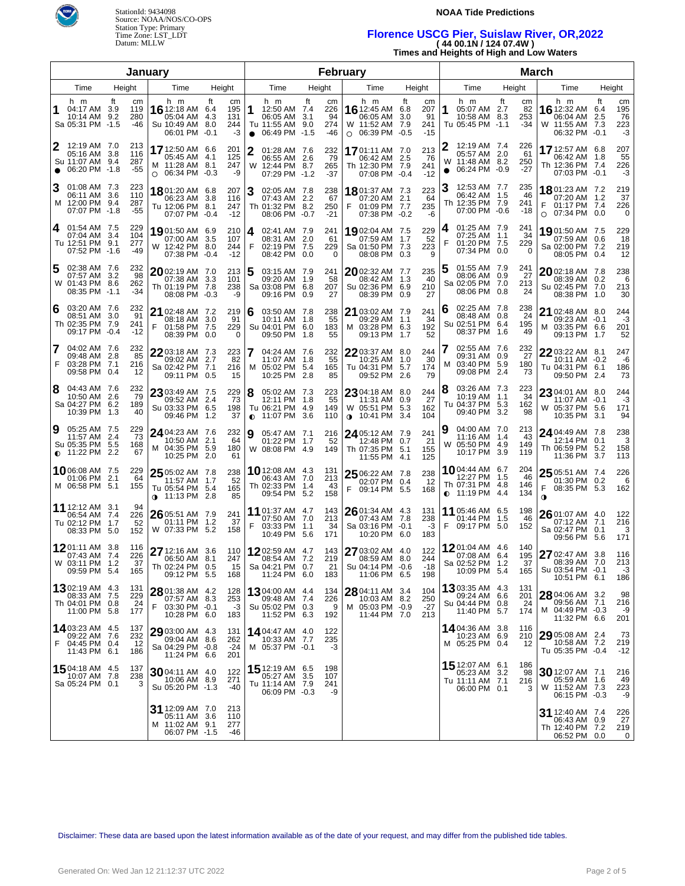**NOAA Tide Predictions**

StationId: 9434098
Source: NOAA/NOS/CO-OPS
Station Type: Primary
Time Zone: LST_LDT
Datum: MLLW

## Florence USCG Pier, Suislaw River, OR,2022

**( 44 00.1N / 124 07.4W )**

**Times and Heights of High and Low Waters**

### January

| Day | Time | ft | cm |
|---|---|---|---|
| 1 Sa | 04:17 AM | 3.9 | 119 |
| | 10:14 AM | 9.2 | 280 |
| | 05:31 PM | -1.5 | -46 |
| 2 Su ● | 12:19 AM | 7.0 | 213 |
| | 05:16 AM | 3.8 | 116 |
| | 11:07 AM | 9.4 | 287 |
| | 06:20 PM | -1.8 | -55 |
| 3 M | 01:08 AM | 7.3 | 223 |
| | 06:11 AM | 3.6 | 110 |
| | 12:00 PM | 9.4 | 287 |
| | 07:07 PM | -1.8 | -55 |
| 4 Tu | 01:54 AM | 7.5 | 229 |
| | 07:04 AM | 3.4 | 104 |
| | 12:51 PM | 9.1 | 277 |
| | 07:52 PM | -1.6 | -49 |
| 5 W | 02:38 AM | 7.6 | 232 |
| | 07:57 AM | 3.2 | 98 |
| | 01:43 PM | 8.6 | 262 |
| | 08:35 PM | -1.1 | -34 |
| 6 Th | 03:20 AM | 7.6 | 232 |
| | 08:51 AM | 3.0 | 91 |
| | 02:35 PM | 7.9 | 241 |
| | 09:17 PM | -0.4 | -12 |
| 7 F | 04:02 AM | 7.6 | 232 |
| | 09:48 AM | 2.8 | 85 |
| | 03:28 PM | 7.1 | 216 |
| | 09:58 PM | 0.4 | 12 |
| 8 Sa | 04:43 AM | 7.6 | 232 |
| | 10:50 AM | 2.6 | 79 |
| | 04:27 PM | 6.2 | 189 |
| | 10:39 PM | 1.3 | 40 |
| 9 Su | 05:25 AM | 7.5 | 229 |
| | 11:57 AM | 2.4 | 73 |
| | 05:35 PM | 5.5 | 168 |
| ◐ | 11:22 PM | 2.2 | 67 |
| 10 M | 06:08 AM | 7.5 | 229 |
| | 01:06 PM | 2.1 | 64 |
| | 06:58 PM | 5.1 | 155 |
| 11 Tu | 12:12 AM | 3.1 | 94 |
| | 06:54 AM | 7.4 | 226 |
| | 02:12 PM | 1.7 | 52 |
| | 08:33 PM | 5.0 | 152 |
| 12 W | 01:11 AM | 3.8 | 116 |
| | 07:43 AM | 7.4 | 226 |
| | 03:11 PM | 1.2 | 37 |
| | 09:59 PM | 5.4 | 165 |
| 13 Th | 02:19 AM | 4.3 | 131 |
| | 08:33 AM | 7.5 | 229 |
| | 04:01 PM | 0.8 | 24 |
| | 11:00 PM | 5.8 | 177 |
| 14 F | 03:23 AM | 4.5 | 137 |
| | 09:22 AM | 7.6 | 232 |
| | 04:45 PM | 0.4 | 12 |
| | 11:43 PM | 6.1 | 186 |
| 15 Sa | 04:18 AM | 4.5 | 137 |
| | 10:07 AM | 7.8 | 238 |
| | 05:24 PM | 0.1 | 3 |
| 16 Su | 12:18 AM | 6.4 | 195 |
| | 05:04 AM | 4.3 | 131 |
| | 10:49 AM | 8.0 | 244 |
| | 06:01 PM | -0.1 | -3 |
| 17 M | 12:50 AM | 6.6 | 201 |
| | 05:45 AM | 4.1 | 125 |
| | 11:28 AM | 8.1 | 247 |
| ○ | 06:34 PM | -0.3 | -9 |
| 18 Tu | 01:20 AM | 6.8 | 207 |
| | 06:23 AM | 3.8 | 116 |
| | 12:06 PM | 8.1 | 247 |
| | 07:07 PM | -0.4 | -12 |
| 19 W | 01:50 AM | 6.9 | 210 |
| | 07:00 AM | 3.5 | 107 |
| | 12:42 PM | 8.0 | 244 |
| | 07:38 PM | -0.4 | -12 |
| 20 Th | 02:19 AM | 7.0 | 213 |
| | 07:38 AM | 3.3 | 101 |
| | 01:19 PM | 7.8 | 238 |
| | 08:08 PM | -0.3 | -9 |
| 21 F | 02:48 AM | 7.2 | 219 |
| | 08:18 AM | 3.0 | 91 |
| | 01:58 PM | 7.5 | 229 |
| | 08:39 PM | 0.0 | 0 |
| 22 Sa | 03:18 AM | 7.3 | 223 |
| | 09:02 AM | 2.7 | 82 |
| | 02:42 PM | 7.1 | 216 |
| | 09:11 PM | 0.5 | 15 |
| 23 Su | 03:49 AM | 7.5 | 229 |
| | 09:52 AM | 2.4 | 73 |
| | 03:33 PM | 6.5 | 198 |
| | 09:46 PM | 1.2 | 37 |
| 24 M | 04:23 AM | 7.6 | 232 |
| | 10:50 AM | 2.1 | 64 |
| | 04:35 PM | 5.9 | 180 |
| | 10:25 PM | 2.0 | 61 |
| 25 Tu | 05:02 AM | 7.8 | 238 |
| | 11:57 AM | 1.7 | 52 |
| | 05:54 PM | 5.4 | 165 |
| ◑ | 11:13 PM | 2.8 | 85 |
| 26 W | 05:51 AM | 7.9 | 241 |
| | 01:11 PM | 1.2 | 37 |
| | 07:33 PM | 5.2 | 158 |
| 27 Th | 12:16 AM | 3.6 | 110 |
| | 06:50 AM | 8.1 | 247 |
| | 02:24 PM | 0.5 | 15 |
| | 09:12 PM | 5.5 | 168 |
| 28 F | 01:38 AM | 4.2 | 128 |
| | 07:57 AM | 8.3 | 253 |
| | 03:30 PM | -0.1 | -3 |
| | 10:28 PM | 6.0 | 183 |
| 29 Sa | 03:00 AM | 4.3 | 131 |
| | 09:04 AM | 8.6 | 262 |
| | 04:29 PM | -0.8 | -24 |
| | 11:24 PM | 6.6 | 201 |
| 30 Su | 04:11 AM | 4.0 | 122 |
| | 10:06 AM | 8.9 | 271 |
| | 05:20 PM | -1.3 | -40 |
| 31 M | 12:09 AM | 7.0 | 213 |
| | 05:11 AM | 3.6 | 110 |
| | 11:02 AM | 9.1 | 277 |
| | 06:07 PM | -1.5 | -46 |

### February

| Day | Time | ft | cm |
|---|---|---|---|
| 1 Tu | 12:50 AM | 7.4 | 226 |
| | 06:05 AM | 3.1 | 94 |
| | 11:55 AM | 9.0 | 274 |
| ● | 06:49 PM | -1.5 | -46 |
| 2 W | 01:28 AM | 7.6 | 232 |
| | 06:55 AM | 2.6 | 79 |
| | 12:44 PM | 8.7 | 265 |
| | 07:29 PM | -1.2 | -37 |
| 3 Th | 02:05 AM | 7.8 | 238 |
| | 07:43 AM | 2.2 | 67 |
| | 01:32 PM | 8.2 | 250 |
| | 08:06 PM | -0.7 | -21 |
| 4 F | 02:41 AM | 7.9 | 241 |
| | 08:31 AM | 2.0 | 61 |
| | 02:19 PM | 7.5 | 229 |
| | 08:42 PM | 0.0 | 0 |
| 5 Sa | 03:15 AM | 7.9 | 241 |
| | 09:20 AM | 1.9 | 58 |
| | 03:08 PM | 6.8 | 207 |
| | 09:16 PM | 0.9 | 27 |
| 6 Su | 03:50 AM | 7.8 | 238 |
| | 10:11 AM | 1.8 | 55 |
| | 04:01 PM | 6.0 | 183 |
| | 09:50 PM | 1.8 | 55 |
| 7 M | 04:24 AM | 7.6 | 232 |
| | 11:07 AM | 1.8 | 55 |
| | 05:02 PM | 5.4 | 165 |
| | 10:25 PM | 2.8 | 85 |
| 8 Tu | 05:02 AM | 7.3 | 223 |
| | 12:11 PM | 1.8 | 55 |
| | 06:21 PM | 4.9 | 149 |
| ◐ | 11:07 PM | 3.6 | 110 |
| 9 W | 05:47 AM | 7.1 | 216 |
| | 01:22 PM | 1.7 | 52 |
| | 08:08 PM | 4.9 | 149 |
| 10 Th | 12:08 AM | 4.3 | 131 |
| | 06:43 AM | 7.0 | 213 |
| | 02:33 PM | 1.4 | 43 |
| | 09:54 PM | 5.2 | 158 |
| 11 F | 01:37 AM | 4.7 | 143 |
| | 07:50 AM | 7.0 | 213 |
| | 03:33 PM | 1.1 | 34 |
| | 10:49 PM | 5.6 | 171 |
| 12 Sa | 02:59 AM | 4.7 | 143 |
| | 08:54 AM | 7.2 | 219 |
| | 04:21 PM | 0.7 | 21 |
| | 11:24 PM | 6.0 | 183 |
| 13 Su | 04:00 AM | 4.4 | 134 |
| | 09:48 AM | 7.4 | 226 |
| | 05:02 PM | 0.3 | 9 |
| | 11:52 PM | 6.3 | 192 |
| 14 M | 04:47 AM | 4.0 | 122 |
| | 10:33 AM | 7.7 | 235 |
| | 05:37 PM | -0.1 | -3 |
| 15 Tu | 12:19 AM | 6.5 | 198 |
| | 05:27 AM | 3.5 | 107 |
| | 11:14 AM | 7.9 | 241 |
| | 06:09 PM | -0.3 | -9 |
| 16 W | 12:45 AM | 6.8 | 207 |
| | 06:05 AM | 3.0 | 91 |
| | 11:52 AM | 7.9 | 241 |
| ○ | 06:39 PM | -0.5 | -15 |
| 17 Th | 01:11 AM | 7.0 | 213 |
| | 06:42 AM | 2.5 | 76 |
| | 12:30 PM | 7.9 | 241 |
| | 07:08 PM | -0.4 | -12 |
| 18 F | 01:37 AM | 7.3 | 223 |
| | 07:20 AM | 2.1 | 64 |
| | 01:09 PM | 7.7 | 235 |
| | 07:38 PM | -0.2 | -6 |
| 19 Sa | 02:04 AM | 7.5 | 229 |
| | 07:59 AM | 1.7 | 52 |
| | 01:50 PM | 7.3 | 223 |
| | 08:08 PM | 0.3 | 9 |
| 20 Su | 02:32 AM | 7.7 | 235 |
| | 08:42 AM | 1.3 | 40 |
| | 02:36 PM | 6.9 | 210 |
| | 08:39 PM | 0.9 | 27 |
| 21 M | 03:02 AM | 7.9 | 241 |
| | 09:29 AM | 1.1 | 34 |
| | 03:28 PM | 6.3 | 192 |
| | 09:13 PM | 1.7 | 52 |
| 22 Tu | 03:37 AM | 8.0 | 244 |
| | 10:25 AM | 1.0 | 30 |
| | 04:31 PM | 5.7 | 174 |
| | 09:52 PM | 2.6 | 79 |
| 23 W | 04:18 AM | 8.0 | 244 |
| | 11:31 AM | 0.9 | 27 |
| | 05:51 PM | 5.3 | 162 |
| ◑ | 10:41 PM | 3.4 | 104 |
| 24 Th | 05:12 AM | 7.9 | 241 |
| | 12:48 PM | 0.7 | 21 |
| | 07:35 PM | 5.1 | 155 |
| | 11:55 PM | 4.1 | 125 |
| 25 F | 06:22 AM | 7.8 | 238 |
| | 02:07 PM | 0.4 | 12 |
| | 09:14 PM | 5.5 | 168 |
| 26 Sa | 01:34 AM | 4.3 | 131 |
| | 07:43 AM | 7.8 | 238 |
| | 03:16 PM | -0.1 | -3 |
| | 10:20 PM | 6.0 | 183 |
| 27 Su | 03:02 AM | 4.0 | 122 |
| | 08:59 AM | 8.0 | 244 |
| | 04:14 PM | -0.6 | -18 |
| | 11:06 PM | 6.5 | 198 |
| 28 M | 04:11 AM | 3.4 | 104 |
| | 10:03 AM | 8.2 | 250 |
| | 05:03 PM | -0.9 | -27 |
| | 11:44 PM | 7.0 | 213 |

### March

| Day | Time | ft | cm |
|---|---|---|---|
| 1 Tu | 05:07 AM | 2.7 | 82 |
| | 10:58 AM | 8.3 | 253 |
| | 05:45 PM | -1.1 | -34 |
| 2 W ● | 12:19 AM | 7.4 | 226 |
| | 05:57 AM | 2.0 | 61 |
| | 11:48 AM | 8.2 | 250 |
| | 06:24 PM | -0.9 | -27 |
| 3 Th | 12:53 AM | 7.7 | 235 |
| | 06:42 AM | 1.5 | 46 |
| | 12:35 PM | 7.9 | 241 |
| | 07:00 PM | -0.6 | -18 |
| 4 F | 01:25 AM | 7.9 | 241 |
| | 07:25 AM | 1.1 | 34 |
| | 01:20 PM | 7.5 | 229 |
| | 07:34 PM | 0.0 | 0 |
| 5 Sa | 01:55 AM | 7.9 | 241 |
| | 08:06 AM | 0.9 | 27 |
| | 02:05 PM | 7.0 | 213 |
| | 08:06 PM | 0.8 | 24 |
| 6 Su | 02:25 AM | 7.8 | 238 |
| | 08:48 AM | 0.8 | 24 |
| | 02:51 PM | 6.4 | 195 |
| | 08:37 PM | 1.6 | 49 |
| 7 M | 02:55 AM | 7.6 | 232 |
| | 09:31 AM | 0.9 | 27 |
| | 03:40 PM | 5.9 | 180 |
| | 09:08 PM | 2.4 | 73 |
| 8 Tu | 03:26 AM | 7.3 | 223 |
| | 10:19 AM | 1.1 | 34 |
| | 04:37 PM | 5.3 | 162 |
| | 09:40 PM | 3.2 | 98 |
| 9 W | 04:00 AM | 7.0 | 213 |
| | 11:16 AM | 1.4 | 43 |
| | 05:50 PM | 4.9 | 149 |
| | 10:17 PM | 3.9 | 119 |
| 10 Th | 04:44 AM | 6.7 | 204 |
| | 12:27 PM | 1.5 | 46 |
| | 07:31 PM | 4.8 | 146 |
| ◐ | 11:19 PM | 4.4 | 134 |
| 11 F | 05:46 AM | 6.5 | 198 |
| | 01:44 PM | 1.5 | 46 |
| | 09:17 PM | 5.0 | 152 |
| 12 Sa | 01:04 AM | 4.6 | 140 |
| | 07:08 AM | 6.4 | 195 |
| | 02:52 PM | 1.2 | 37 |
| | 10:09 PM | 5.4 | 165 |
| 13 Su | 03:35 AM | 4.3 | 131 |
| | 09:24 AM | 6.6 | 201 |
| | 04:44 PM | 0.8 | 24 |
| | 11:40 PM | 5.7 | 174 |
| 14 M | 04:36 AM | 3.8 | 116 |
| | 10:23 AM | 6.9 | 210 |
| | 05:25 PM | 0.4 | 12 |
| 15 Tu | 12:07 AM | 6.1 | 186 |
| | 05:23 AM | 3.2 | 98 |
| | 11:11 AM | 7.1 | 216 |
| | 06:00 PM | 0.1 | 3 |
| 16 W | 12:32 AM | 6.4 | 195 |
| | 06:04 AM | 2.5 | 76 |
| | 11:55 AM | 7.3 | 223 |
| | 06:32 PM | -0.1 | -3 |
| 17 Th | 12:57 AM | 6.8 | 207 |
| | 06:42 AM | 1.8 | 55 |
| | 12:36 PM | 7.4 | 226 |
| | 07:03 PM | -0.1 | -3 |
| 18 F | 01:23 AM | 7.2 | 219 |
| | 07:20 AM | 1.2 | 37 |
| | 01:17 PM | 7.4 | 226 |
| ○ | 07:34 PM | 0.0 | 0 |
| 19 Sa | 01:50 AM | 7.5 | 229 |
| | 07:59 AM | 0.6 | 18 |
| | 02:00 PM | 7.2 | 219 |
| | 08:05 PM | 0.4 | 12 |
| 20 Su | 02:18 AM | 7.8 | 238 |
| | 08:39 AM | 0.2 | 6 |
| | 02:45 PM | 7.0 | 213 |
| | 08:38 PM | 1.0 | 30 |
| 21 M | 02:48 AM | 8.0 | 244 |
| | 09:23 AM | -0.1 | -3 |
| | 03:35 PM | 6.6 | 201 |
| | 09:13 PM | 1.7 | 52 |
| 22 Tu | 03:22 AM | 8.1 | 247 |
| | 10:11 AM | -0.2 | -6 |
| | 04:31 PM | 6.1 | 186 |
| | 09:50 PM | 2.4 | 73 |
| 23 W | 04:01 AM | 8.0 | 244 |
| | 11:07 AM | -0.1 | -3 |
| | 05:37 PM | 5.6 | 171 |
| | 10:35 PM | 3.1 | 94 |
| 24 Th | 04:49 AM | 7.8 | 238 |
| | 12:14 PM | 0.1 | 3 |
| | 06:59 PM | 5.2 | 158 |
| | 11:36 PM | 3.7 | 113 |
| 25 F ◑ | 05:51 AM | 7.4 | 226 |
| | 01:30 PM | 0.2 | 6 |
| | 08:35 PM | 5.3 | 162 |
| 26 Sa | 01:07 AM | 4.0 | 122 |
| | 07:12 AM | 7.1 | 216 |
| | 02:47 PM | 0.1 | 3 |
| | 09:56 PM | 5.6 | 171 |
| 27 Su | 02:47 AM | 3.8 | 116 |
| | 08:39 AM | 7.0 | 213 |
| | 03:54 PM | -0.1 | -3 |
| | 10:51 PM | 6.1 | 186 |
| 28 M | 04:06 AM | 3.2 | 98 |
| | 09:56 AM | 7.1 | 216 |
| | 04:49 PM | -0.3 | -9 |
| | 11:32 PM | 6.6 | 201 |
| 29 Tu | 05:08 AM | 2.4 | 73 |
| | 10:58 AM | 7.2 | 219 |
| | 05:35 PM | -0.4 | -12 |
| 30 W | 12:07 AM | 7.1 | 216 |
| | 05:59 AM | 1.6 | 49 |
| | 11:52 AM | 7.3 | 223 |
| | 06:15 PM | -0.3 | -9 |
| 31 Th | 12:40 AM | 7.4 | 226 |
| | 06:43 AM | 0.9 | 27 |
| | 12:40 PM | 7.2 | 219 |
| | 06:52 PM | 0.0 | 0 |

Disclaimer: These data are based upon the latest information available as of the date of your request, and may differ from the published tide tables.

Generated On: Wed Jan 12 21:12:37 UTC 2022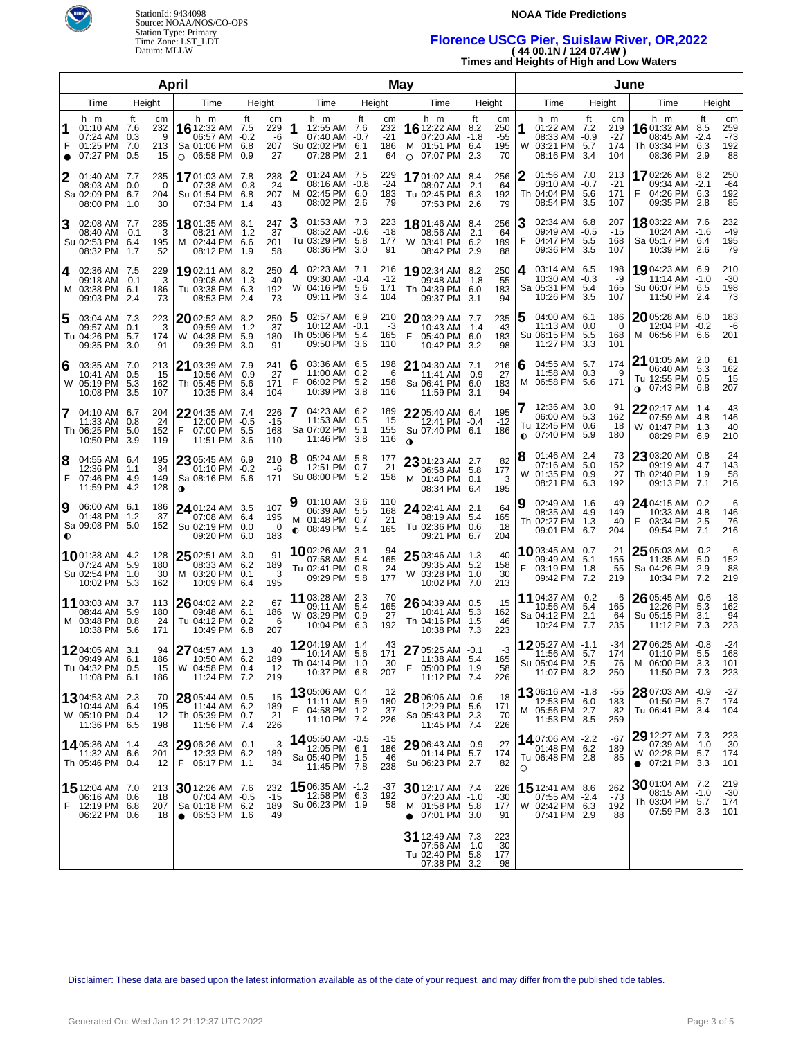StationId: 9434098
Source: NOAA/NOS/CO-OPS
Station Type: Primary
Time Zone: LST_LDT
Datum: MLLW

**NOAA Tide Predictions**

## Florence USCG Pier, Suislaw River, OR,2022

**( 44 00.1N / 124 07.4W )**

**Times and Heights of High and Low Waters**

Each tide entry is given as time, height in ft, height in cm.

### April

| Day | Tide 1 | Tide 2 | Tide 3 | Tide 4 |
|---|---|---|---|---|
| 1 F ● | 01:10 AM 7.6 232 | 07:24 AM 0.3 9 | 01:25 PM 7.0 213 | 07:27 PM 0.5 15 |
| 2 Sa | 01:40 AM 7.7 235 | 08:03 AM 0.0 0 | 02:09 PM 6.7 204 | 08:00 PM 1.0 30 |
| 3 Su | 02:08 AM 7.7 235 | 08:40 AM -0.1 -3 | 02:53 PM 6.4 195 | 08:32 PM 1.7 52 |
| 4 M | 02:36 AM 7.5 229 | 09:18 AM -0.1 -3 | 03:38 PM 6.1 186 | 09:03 PM 2.4 73 |
| 5 Tu | 03:04 AM 7.3 223 | 09:57 AM 0.1 3 | 04:26 PM 5.7 174 | 09:35 PM 3.0 91 |
| 6 W | 03:35 AM 7.0 213 | 10:41 AM 0.5 15 | 05:19 PM 5.3 162 | 10:08 PM 3.5 107 |
| 7 Th | 04:10 AM 6.7 204 | 11:33 AM 0.8 24 | 06:25 PM 5.0 152 | 10:50 PM 3.9 119 |
| 8 F | 04:55 AM 6.4 195 | 12:36 PM 1.1 34 | 07:46 PM 4.9 149 | 11:59 PM 4.2 128 |
| 9 Sa ◐ | 06:00 AM 6.1 186 | 01:48 PM 1.2 37 | 09:08 PM 5.0 152 | |
| 10 Su | 01:38 AM 4.2 128 | 07:24 AM 5.9 180 | 02:54 PM 1.0 30 | 10:02 PM 5.3 162 |
| 11 M | 03:03 AM 3.7 113 | 08:44 AM 5.9 180 | 03:48 PM 0.8 24 | 10:38 PM 5.6 171 |
| 12 Tu | 04:05 AM 3.1 94 | 09:49 AM 6.1 186 | 04:32 PM 0.5 15 | 11:08 PM 6.1 186 |
| 13 W | 04:53 AM 2.3 70 | 10:44 AM 6.4 195 | 05:10 PM 0.4 12 | 11:36 PM 6.5 198 |
| 14 Th | 05:36 AM 1.4 43 | 11:32 AM 6.6 201 | 05:46 PM 0.4 12 | |
| 15 F | 12:04 AM 7.0 213 | 06:16 AM 0.6 18 | 12:19 PM 6.8 207 | 06:22 PM 0.6 18 |
| 16 Sa ○ | 12:32 AM 7.5 229 | 06:57 AM -0.2 -6 | 01:06 PM 6.8 207 | 06:58 PM 0.9 27 |
| 17 Su | 01:03 AM 7.8 238 | 07:38 AM -0.8 -24 | 01:54 PM 6.8 207 | 07:34 PM 1.4 43 |
| 18 M | 01:35 AM 8.1 247 | 08:21 AM -1.2 -37 | 02:44 PM 6.6 201 | 08:12 PM 1.9 58 |
| 19 Tu | 02:11 AM 8.2 250 | 09:08 AM -1.3 -40 | 03:38 PM 6.3 192 | 08:53 PM 2.4 73 |
| 20 W | 02:52 AM 8.2 250 | 09:59 AM -1.2 -37 | 04:38 PM 5.9 180 | 09:39 PM 3.0 91 |
| 21 Th | 03:39 AM 7.9 241 | 10:56 AM -0.9 -27 | 05:45 PM 5.6 171 | 10:35 PM 3.4 104 |
| 22 F | 04:35 AM 7.4 226 | 12:00 PM -0.5 -15 | 07:00 PM 5.5 168 | 11:51 PM 3.6 110 |
| 23 Sa ◑ | 05:45 AM 6.9 210 | 01:10 PM -0.2 -6 | 08:16 PM 5.6 171 | |
| 24 Su | 01:24 AM 3.5 107 | 07:08 AM 6.4 195 | 02:19 PM 0.0 0 | 09:20 PM 6.0 183 |
| 25 M | 02:51 AM 3.0 91 | 08:33 AM 6.2 189 | 03:20 PM 0.1 3 | 10:09 PM 6.4 195 |
| 26 Tu | 04:02 AM 2.2 67 | 09:48 AM 6.1 186 | 04:12 PM 0.2 6 | 10:49 PM 6.8 207 |
| 27 W | 04:57 AM 1.3 40 | 10:50 AM 6.2 189 | 04:58 PM 0.4 12 | 11:24 PM 7.2 219 |
| 28 Th | 05:44 AM 0.5 15 | 11:44 AM 6.2 189 | 05:39 PM 0.7 21 | 11:56 PM 7.4 226 |
| 29 F | 06:26 AM -0.1 -3 | 12:33 PM 6.2 189 | 06:17 PM 1.1 34 | |
| 30 Sa ● | 12:26 AM 7.6 232 | 07:04 AM -0.5 -15 | 01:18 PM 6.2 189 | 06:53 PM 1.6 49 |

### May

| Day | Tide 1 | Tide 2 | Tide 3 | Tide 4 |
|---|---|---|---|---|
| 1 Su | 12:55 AM 7.6 232 | 07:40 AM -0.7 -21 | 02:02 PM 6.1 186 | 07:28 PM 2.1 64 |
| 2 M | 01:24 AM 7.5 229 | 08:16 AM -0.8 -24 | 02:45 PM 6.0 183 | 08:02 PM 2.6 79 |
| 3 Tu | 01:53 AM 7.3 223 | 08:52 AM -0.6 -18 | 03:29 PM 5.8 177 | 08:36 PM 3.0 91 |
| 4 W | 02:23 AM 7.1 216 | 09:30 AM -0.4 -12 | 04:16 PM 5.6 171 | 09:11 PM 3.4 104 |
| 5 Th | 02:57 AM 6.9 210 | 10:12 AM -0.1 -3 | 05:06 PM 5.4 165 | 09:50 PM 3.6 110 |
| 6 F | 03:36 AM 6.5 198 | 11:00 AM 0.2 6 | 06:02 PM 5.2 158 | 10:39 PM 3.8 116 |
| 7 Sa | 04:23 AM 6.2 189 | 11:53 AM 0.5 15 | 07:02 PM 5.1 155 | 11:46 PM 3.8 116 |
| 8 Su | 05:24 AM 5.8 177 | 12:51 PM 0.7 21 | 08:00 PM 5.2 158 | |
| 9 M ◐ | 01:10 AM 3.6 110 | 06:39 AM 5.5 168 | 01:48 PM 0.7 21 | 08:49 PM 5.4 165 |
| 10 Tu | 02:26 AM 3.1 94 | 07:58 AM 5.4 165 | 02:41 PM 0.8 24 | 09:29 PM 5.8 177 |
| 11 W | 03:28 AM 2.3 70 | 09:11 AM 5.4 165 | 03:29 PM 0.9 27 | 10:04 PM 6.3 192 |
| 12 Th | 04:19 AM 1.4 43 | 10:14 AM 5.6 171 | 04:14 PM 1.0 30 | 10:37 PM 6.8 207 |
| 13 F | 05:06 AM 0.4 12 | 11:11 AM 5.9 180 | 04:58 PM 1.2 37 | 11:10 PM 7.4 226 |
| 14 Sa | 05:50 AM -0.5 -15 | 12:05 PM 6.1 186 | 05:40 PM 1.5 46 | 11:45 PM 7.8 238 |
| 15 Su | 06:35 AM -1.2 -37 | 12:58 PM 6.3 192 | 06:23 PM 1.9 58 | |
| 16 M ○ | 12:22 AM 8.2 250 | 07:20 AM -1.8 -55 | 01:51 PM 6.4 195 | 07:07 PM 2.3 70 |
| 17 Tu | 01:02 AM 8.4 256 | 08:07 AM -2.1 -64 | 02:45 PM 6.3 192 | 07:53 PM 2.6 79 |
| 18 W | 01:46 AM 8.4 256 | 08:56 AM -2.1 -64 | 03:41 PM 6.2 189 | 08:42 PM 2.9 88 |
| 19 Th | 02:34 AM 8.2 250 | 09:48 AM -1.8 -55 | 04:39 PM 6.0 183 | 09:37 PM 3.1 94 |
| 20 F | 03:29 AM 7.7 235 | 10:43 AM -1.4 -43 | 05:40 PM 6.0 183 | 10:42 PM 3.2 98 |
| 21 Sa | 04:30 AM 7.1 216 | 11:41 AM -0.9 -27 | 06:41 PM 6.0 183 | 11:59 PM 3.1 94 |
| 22 Su ◑ | 05:40 AM 6.4 195 | 12:41 PM -0.4 -12 | 07:40 PM 6.1 186 | |
| 23 M | 01:23 AM 2.7 82 | 06:58 AM 5.8 177 | 01:40 PM 0.1 3 | 08:34 PM 6.4 195 |
| 24 Tu | 02:41 AM 2.1 64 | 08:19 AM 5.4 165 | 02:36 PM 0.6 18 | 09:21 PM 6.7 204 |
| 25 W | 03:46 AM 1.3 40 | 09:35 AM 5.2 158 | 03:28 PM 1.0 30 | 10:02 PM 7.0 213 |
| 26 Th | 04:39 AM 0.5 15 | 10:41 AM 5.3 162 | 04:16 PM 1.5 46 | 10:38 PM 7.3 223 |
| 27 F | 05:25 AM -0.1 -3 | 11:38 AM 5.4 165 | 05:00 PM 1.9 58 | 11:12 PM 7.4 226 |
| 28 Sa | 06:06 AM -0.6 -18 | 12:29 PM 5.6 171 | 05:43 PM 2.3 70 | 11:45 PM 7.4 226 |
| 29 Su | 06:43 AM -0.9 -27 | 01:14 PM 5.7 174 | 06:23 PM 2.7 82 | |
| 30 M ● | 12:17 AM 7.4 226 | 07:20 AM -1.0 -30 | 01:58 PM 5.8 177 | 07:01 PM 3.0 91 |
| 31 Tu | 12:49 AM 7.3 223 | 07:56 AM -1.0 -30 | 02:40 PM 5.8 177 | 07:38 PM 3.2 98 |

### June

| Day | Tide 1 | Tide 2 | Tide 3 | Tide 4 |
|---|---|---|---|---|
| 1 W | 01:22 AM 7.2 219 | 08:33 AM -0.9 -27 | 03:21 PM 5.7 174 | 08:16 PM 3.4 104 |
| 2 Th | 01:56 AM 7.0 213 | 09:10 AM -0.7 -21 | 04:04 PM 5.6 171 | 08:54 PM 3.5 107 |
| 3 F | 02:34 AM 6.8 207 | 09:49 AM -0.5 -15 | 04:47 PM 5.5 168 | 09:36 PM 3.5 107 |
| 4 Sa | 03:14 AM 6.5 198 | 10:30 AM -0.3 -9 | 05:31 PM 5.4 165 | 10:26 PM 3.5 107 |
| 5 Su | 04:00 AM 6.1 186 | 11:13 AM 0.0 0 | 06:15 PM 5.5 168 | 11:27 PM 3.3 101 |
| 6 M | 04:55 AM 5.7 174 | 11:58 AM 0.3 9 | 06:58 PM 5.6 171 | |
| 7 Tu ◐ | 12:36 AM 3.0 91 | 06:00 AM 5.3 162 | 12:45 PM 0.6 18 | 07:40 PM 5.9 180 |
| 8 W | 01:46 AM 2.4 73 | 07:16 AM 5.0 152 | 01:35 PM 0.9 27 | 08:21 PM 6.3 192 |
| 9 Th | 02:49 AM 1.6 49 | 08:35 AM 4.9 149 | 02:27 PM 1.3 40 | 09:01 PM 6.7 204 |
| 10 F | 03:45 AM 0.7 21 | 09:49 AM 5.1 155 | 03:19 PM 1.8 55 | 09:42 PM 7.2 219 |
| 11 Sa | 04:37 AM -0.2 -6 | 10:56 AM 5.4 165 | 04:12 PM 2.1 64 | 10:24 PM 7.7 235 |
| 12 Su | 05:27 AM -1.1 -34 | 11:56 AM 5.7 174 | 05:04 PM 2.5 76 | 11:07 PM 8.2 250 |
| 13 M | 06:16 AM -1.8 -55 | 12:53 PM 6.0 183 | 05:56 PM 2.7 82 | 11:53 PM 8.5 259 |
| 14 Tu ○ | 07:06 AM -2.2 -67 | 01:48 PM 6.2 189 | 06:48 PM 2.8 85 | |
| 15 W | 12:41 AM 8.6 262 | 07:55 AM -2.4 -73 | 02:42 PM 6.3 192 | 07:41 PM 2.9 88 |
| 16 Th | 01:32 AM 8.5 259 | 08:45 AM -2.4 -73 | 03:34 PM 6.3 192 | 08:36 PM 2.9 88 |
| 17 F | 02:26 AM 8.2 250 | 09:34 AM -2.1 -64 | 04:26 PM 6.3 192 | 09:35 PM 2.8 85 |
| 18 Sa | 03:22 AM 7.6 232 | 10:24 AM -1.6 -49 | 05:17 PM 6.4 195 | 10:39 PM 2.6 79 |
| 19 Su | 04:23 AM 6.9 210 | 11:14 AM -1.0 -30 | 06:07 PM 6.5 198 | 11:50 PM 2.4 73 |
| 20 M | 05:28 AM 6.0 183 | 12:04 PM -0.2 -6 | 06:56 PM 6.6 201 | |
| 21 Tu ◑ | 01:05 AM 2.0 61 | 06:40 AM 5.3 162 | 12:55 PM 0.5 15 | 07:43 PM 6.8 207 |
| 22 W | 02:17 AM 1.4 43 | 07:59 AM 4.8 146 | 01:47 PM 1.3 40 | 08:29 PM 6.9 210 |
| 23 Th | 03:20 AM 0.8 24 | 09:19 AM 4.7 143 | 02:40 PM 1.9 58 | 09:13 PM 7.1 216 |
| 24 F | 04:15 AM 0.2 6 | 10:33 AM 4.8 146 | 03:34 PM 2.5 76 | 09:54 PM 7.1 216 |
| 25 Sa | 05:03 AM -0.2 -6 | 11:35 AM 5.0 152 | 04:26 PM 2.9 88 | 10:34 PM 7.2 219 |
| 26 Su | 05:45 AM -0.6 -18 | 12:26 PM 5.3 162 | 05:15 PM 3.1 94 | 11:12 PM 7.3 223 |
| 27 M | 06:25 AM -0.8 -24 | 01:10 PM 5.5 168 | 06:00 PM 3.3 101 | 11:50 PM 7.3 223 |
| 28 Tu | 07:03 AM -0.9 -27 | 01:50 PM 5.7 174 | 06:41 PM 3.4 104 | |
| 29 W ● | 12:27 AM 7.3 223 | 07:39 AM -1.0 -30 | 02:28 PM 5.7 174 | 07:21 PM 3.3 101 |
| 30 Th | 01:04 AM 7.2 219 | 08:15 AM -1.0 -30 | 03:04 PM 5.7 174 | 07:59 PM 3.3 101 |

Disclaimer: These data are based upon the latest information available as of the date of your request, and may differ from the published tide tables.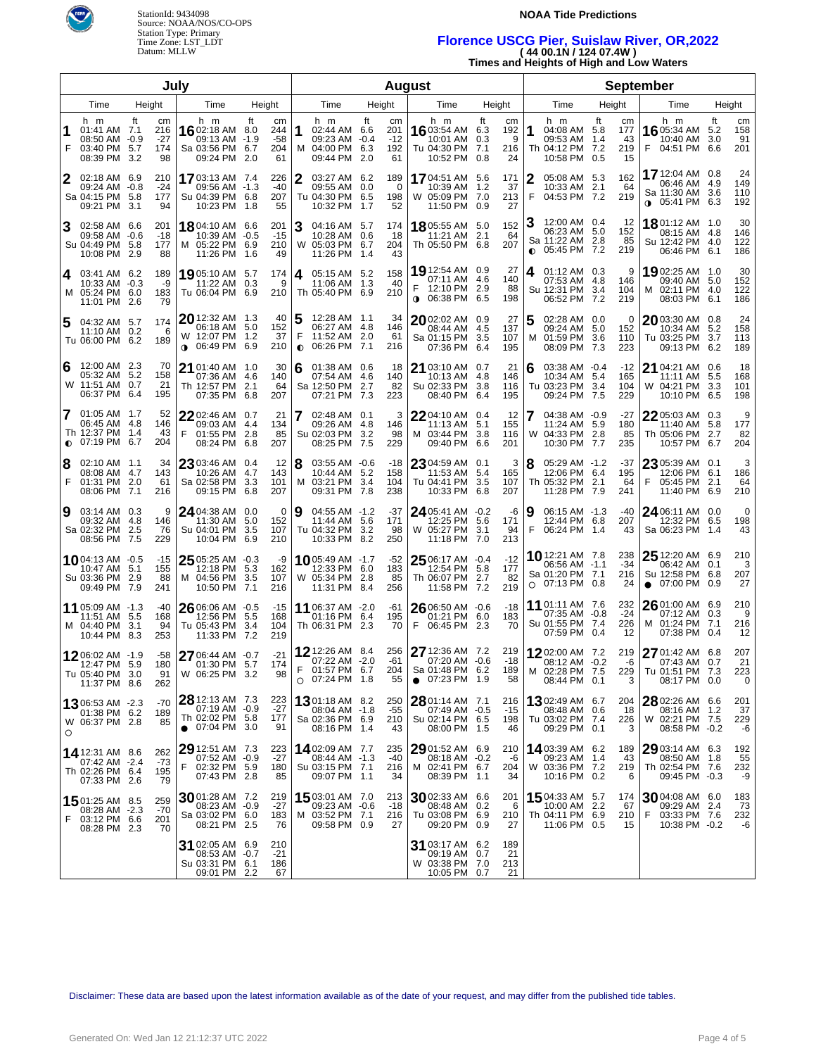StationId: 9434098
Source: NOAA/NOS/CO-OPS
Station Type: Primary
Time Zone: LST_LDT
Datum: MLLW

**NOAA Tide Predictions**

# Florence USCG Pier, Suislaw River, OR,2022

**( 44 00.1N / 124 07.4W )**

**Times and Heights of High and Low Waters**

## July

| Day | Time (h m) | Height (ft) | Height (cm) |
|---|---|---|---|
| 1 F | 01:41 AM<br>08:50 AM<br>03:40 PM<br>08:39 PM | 7.1<br>-0.9<br>5.7<br>3.2 | 216<br>-27<br>174<br>98 |
| 2 Sa | 02:18 AM<br>09:24 AM<br>04:15 PM<br>09:21 PM | 6.9<br>-0.8<br>5.8<br>3.1 | 210<br>-24<br>177<br>94 |
| 3 Su | 02:58 AM<br>09:58 AM<br>04:49 PM<br>10:08 PM | 6.6<br>-0.6<br>5.8<br>2.9 | 201<br>-18<br>177<br>88 |
| 4 M | 03:41 AM<br>10:33 AM<br>05:24 PM<br>11:01 PM | 6.2<br>-0.3<br>6.0<br>2.6 | 189<br>-9<br>183<br>79 |
| 5 Tu | 04:32 AM<br>11:10 AM<br>06:00 PM | 5.7<br>0.2<br>6.2 | 174<br>6<br>189 |
| 6 W | 12:00 AM<br>05:32 AM<br>11:51 AM<br>06:37 PM | 2.3<br>5.2<br>0.7<br>6.4 | 70<br>158<br>21<br>195 |
| 7 Th ◐ | 01:05 AM<br>06:45 AM<br>12:37 PM<br>07:19 PM | 1.7<br>4.8<br>1.4<br>6.7 | 52<br>146<br>43<br>204 |
| 8 F | 02:10 AM<br>08:08 AM<br>01:31 PM<br>08:06 PM | 1.1<br>4.7<br>2.0<br>7.1 | 34<br>143<br>61<br>216 |
| 9 Sa | 03:14 AM<br>09:32 AM<br>02:32 PM<br>08:56 PM | 0.3<br>4.8<br>2.5<br>7.5 | 9<br>146<br>76<br>229 |
| 10 Su | 04:13 AM<br>10:47 AM<br>03:36 PM<br>09:49 PM | -0.5<br>5.1<br>2.9<br>7.9 | -15<br>155<br>88<br>241 |
| 11 M | 05:09 AM<br>11:51 AM<br>04:40 PM<br>10:44 PM | -1.3<br>5.5<br>3.1<br>8.3 | -40<br>168<br>94<br>253 |
| 12 Tu | 06:02 AM<br>12:47 PM<br>05:40 PM<br>11:37 PM | -1.9<br>5.9<br>3.0<br>8.6 | -58<br>180<br>91<br>262 |
| 13 W ○ | 06:53 AM<br>01:38 PM<br>06:37 PM | -2.3<br>6.2<br>2.8 | -70<br>189<br>85 |
| 14 Th | 12:31 AM<br>07:42 AM<br>02:26 PM<br>07:33 PM | 8.6<br>-2.4<br>6.4<br>2.6 | 262<br>-73<br>195<br>79 |
| 15 F | 01:25 AM<br>08:28 AM<br>03:12 PM<br>08:28 PM | 8.5<br>-2.3<br>6.6<br>2.3 | 259<br>-70<br>201<br>70 |
| 16 Sa | 02:18 AM<br>09:13 AM<br>03:56 PM<br>09:24 PM | 8.0<br>-1.9<br>6.7<br>2.0 | 244<br>-58<br>204<br>61 |
| 17 Su | 03:13 AM<br>09:56 AM<br>04:39 PM<br>10:23 PM | 7.4<br>-1.3<br>6.8<br>1.8 | 226<br>-40<br>207<br>55 |
| 18 M | 04:10 AM<br>10:39 AM<br>05:22 PM<br>11:26 PM | 6.6<br>-0.5<br>6.9<br>1.6 | 201<br>-15<br>210<br>49 |
| 19 Tu | 05:10 AM<br>11:22 AM<br>06:04 PM | 5.7<br>0.3<br>6.9 | 174<br>9<br>210 |
| 20 W ◑ | 12:32 AM<br>06:18 AM<br>12:07 PM<br>06:49 PM | 1.3<br>5.0<br>1.2<br>6.9 | 40<br>152<br>37<br>210 |
| 21 Th | 01:40 AM<br>07:36 AM<br>12:57 PM<br>07:35 PM | 1.0<br>4.6<br>2.1<br>6.8 | 30<br>140<br>64<br>207 |
| 22 F | 02:46 AM<br>09:03 AM<br>01:55 PM<br>08:24 PM | 0.7<br>4.4<br>2.8<br>6.8 | 21<br>134<br>85<br>207 |
| 23 Sa | 03:46 AM<br>10:26 AM<br>02:58 PM<br>09:15 PM | 0.4<br>4.7<br>3.3<br>6.8 | 12<br>143<br>101<br>207 |
| 24 Su | 04:38 AM<br>11:30 AM<br>04:01 PM<br>10:04 PM | 0.0<br>5.0<br>3.5<br>6.9 | 0<br>152<br>107<br>210 |
| 25 M | 05:25 AM<br>12:18 PM<br>04:56 PM<br>10:50 PM | -0.3<br>5.3<br>3.5<br>7.1 | -9<br>162<br>107<br>216 |
| 26 Tu | 06:06 AM<br>12:56 PM<br>05:43 PM<br>11:33 PM | -0.5<br>5.5<br>3.4<br>7.2 | -15<br>168<br>104<br>219 |
| 27 W | 06:44 AM<br>01:30 PM<br>06:25 PM | -0.7<br>5.7<br>3.2 | -21<br>174<br>98 |
| 28 Th ● | 12:13 AM<br>07:19 AM<br>02:02 PM<br>07:04 PM | 7.3<br>-0.9<br>5.8<br>3.0 | 223<br>-27<br>177<br>91 |
| 29 F | 12:51 AM<br>07:52 AM<br>02:32 PM<br>07:43 PM | 7.3<br>-0.9<br>5.9<br>2.8 | 223<br>-27<br>180<br>85 |
| 30 Sa | 01:28 AM<br>08:23 AM<br>03:02 PM<br>08:21 PM | 7.2<br>-0.9<br>6.0<br>2.5 | 219<br>-27<br>183<br>76 |
| 31 Su | 02:05 AM<br>08:53 AM<br>03:31 PM<br>09:01 PM | 6.9<br>-0.7<br>6.1<br>2.2 | 210<br>-21<br>186<br>67 |

## August

| Day | Time (h m) | Height (ft) | Height (cm) |
|---|---|---|---|
| 1 M | 02:44 AM<br>09:23 AM<br>04:00 PM<br>09:44 PM | 6.6<br>-0.4<br>6.3<br>2.0 | 201<br>-12<br>192<br>61 |
| 2 Tu | 03:27 AM<br>09:55 AM<br>04:30 PM<br>10:32 PM | 6.2<br>0.0<br>6.5<br>1.7 | 189<br>0<br>198<br>52 |
| 3 W | 04:16 AM<br>10:28 AM<br>05:03 PM<br>11:26 PM | 5.7<br>0.6<br>6.7<br>1.4 | 174<br>18<br>204<br>43 |
| 4 Th | 05:15 AM<br>11:06 AM<br>05:40 PM | 5.2<br>1.3<br>6.9 | 158<br>40<br>210 |
| 5 F ◐ | 12:28 AM<br>06:27 AM<br>11:52 AM<br>06:26 PM | 1.1<br>4.8<br>2.0<br>7.1 | 34<br>146<br>61<br>216 |
| 6 Sa | 01:38 AM<br>07:54 AM<br>12:50 PM<br>07:21 PM | 0.6<br>4.6<br>2.7<br>7.3 | 18<br>140<br>82<br>223 |
| 7 Su | 02:48 AM<br>09:26 AM<br>02:03 PM<br>08:25 PM | 0.1<br>4.8<br>3.2<br>7.5 | 3<br>146<br>98<br>229 |
| 8 M | 03:55 AM<br>10:44 AM<br>03:21 PM<br>09:31 PM | -0.6<br>5.2<br>3.4<br>7.8 | -18<br>158<br>104<br>238 |
| 9 Tu | 04:55 AM<br>11:44 AM<br>04:32 PM<br>10:33 PM | -1.2<br>5.6<br>3.2<br>8.2 | -37<br>171<br>98<br>250 |
| 10 W | 05:49 AM<br>12:33 PM<br>05:34 PM<br>11:31 PM | -1.7<br>6.0<br>2.8<br>8.4 | -52<br>183<br>85<br>256 |
| 11 Th | 06:37 AM<br>01:16 PM<br>06:31 PM | -2.0<br>6.4<br>2.3 | -61<br>195<br>70 |
| 12 F ○ | 12:26 AM<br>07:22 AM<br>01:57 PM<br>07:24 PM | 8.4<br>-2.0<br>6.7<br>1.8 | 256<br>-61<br>204<br>55 |
| 13 Sa | 01:18 AM<br>08:04 AM<br>02:36 PM<br>08:16 PM | 8.2<br>-1.8<br>6.9<br>1.4 | 250<br>-55<br>210<br>43 |
| 14 Su | 02:09 AM<br>08:44 AM<br>03:15 PM<br>09:07 PM | 7.7<br>-1.3<br>7.1<br>1.1 | 235<br>-40<br>216<br>34 |
| 15 M | 03:01 AM<br>09:23 AM<br>03:52 PM<br>09:58 PM | 7.0<br>-0.6<br>7.1<br>0.9 | 213<br>-18<br>216<br>27 |
| 16 Tu | 03:54 AM<br>10:01 AM<br>04:30 PM<br>10:52 PM | 6.3<br>0.3<br>7.1<br>0.8 | 192<br>9<br>216<br>24 |
| 17 W | 04:51 AM<br>10:39 AM<br>05:09 PM<br>11:50 PM | 5.6<br>1.2<br>7.0<br>0.9 | 171<br>37<br>213<br>27 |
| 18 Th | 05:55 AM<br>11:21 AM<br>05:50 PM | 5.0<br>2.1<br>6.8 | 152<br>64<br>207 |
| 19 F ◑ | 12:54 AM<br>07:11 AM<br>12:10 PM<br>06:38 PM | 0.9<br>4.6<br>2.9<br>6.5 | 27<br>140<br>88<br>198 |
| 20 Sa | 02:02 AM<br>08:44 AM<br>01:15 PM<br>07:36 PM | 0.9<br>4.5<br>3.5<br>6.4 | 27<br>137<br>107<br>195 |
| 21 Su | 03:10 AM<br>10:13 AM<br>02:33 PM<br>08:40 PM | 0.7<br>4.8<br>3.8<br>6.4 | 21<br>146<br>116<br>195 |
| 22 M | 04:10 AM<br>11:13 AM<br>03:44 PM<br>09:40 PM | 0.4<br>5.1<br>3.8<br>6.6 | 12<br>155<br>116<br>201 |
| 23 Tu | 04:59 AM<br>11:53 AM<br>04:41 PM<br>10:33 PM | 0.1<br>5.4<br>3.5<br>6.8 | 3<br>165<br>107<br>207 |
| 24 W | 05:41 AM<br>12:25 PM<br>05:27 PM<br>11:18 PM | -0.2<br>5.6<br>3.1<br>7.0 | -6<br>171<br>94<br>213 |
| 25 Th | 06:17 AM<br>12:54 PM<br>06:07 PM<br>11:58 PM | -0.4<br>5.8<br>2.7<br>7.2 | -12<br>177<br>82<br>219 |
| 26 F | 06:50 AM<br>01:21 PM<br>06:45 PM | -0.6<br>6.0<br>2.3 | -18<br>183<br>70 |
| 27 Sa ● | 12:36 AM<br>07:20 AM<br>01:48 PM<br>07:23 PM | 7.2<br>-0.6<br>6.2<br>1.9 | 219<br>-18<br>189<br>58 |
| 28 Su | 01:14 AM<br>07:49 AM<br>02:14 PM<br>08:00 PM | 7.1<br>-0.5<br>6.5<br>1.5 | 216<br>-15<br>198<br>46 |
| 29 M | 01:52 AM<br>08:18 AM<br>02:41 PM<br>08:39 PM | 6.9<br>-0.2<br>6.7<br>1.1 | 210<br>-6<br>204<br>34 |
| 30 Tu | 02:33 AM<br>08:48 AM<br>03:08 PM<br>09:20 PM | 6.6<br>0.2<br>6.9<br>0.9 | 201<br>6<br>210<br>27 |
| 31 W | 03:17 AM<br>09:19 AM<br>03:38 PM<br>10:05 PM | 6.2<br>0.7<br>7.0<br>0.7 | 189<br>21<br>213<br>21 |

## September

| Day | Time (h m) | Height (ft) | Height (cm) |
|---|---|---|---|
| 1 Th | 04:08 AM<br>09:53 AM<br>04:12 PM<br>10:58 PM | 5.8<br>1.4<br>7.2<br>0.5 | 177<br>43<br>219<br>15 |
| 2 F | 05:08 AM<br>10:33 AM<br>04:53 PM | 5.3<br>2.1<br>7.2 | 162<br>64<br>219 |
| 3 Sa ◐ | 12:00 AM<br>06:23 AM<br>11:22 AM<br>05:45 PM | 0.4<br>5.0<br>2.8<br>7.2 | 12<br>152<br>85<br>219 |
| 4 Su | 01:12 AM<br>07:53 AM<br>12:31 PM<br>06:52 PM | 0.3<br>4.8<br>3.4<br>7.2 | 9<br>146<br>104<br>219 |
| 5 M | 02:28 AM<br>09:24 AM<br>01:59 PM<br>08:09 PM | 0.0<br>5.0<br>3.6<br>7.3 | 0<br>152<br>110<br>223 |
| 6 Tu | 03:38 AM<br>10:34 AM<br>03:23 PM<br>09:24 PM | -0.4<br>5.4<br>3.4<br>7.5 | -12<br>165<br>104<br>229 |
| 7 W | 04:38 AM<br>11:24 AM<br>04:33 PM<br>10:30 PM | -0.9<br>5.9<br>2.8<br>7.7 | -27<br>180<br>85<br>235 |
| 8 Th | 05:29 AM<br>12:06 PM<br>05:32 PM<br>11:28 PM | -1.2<br>6.4<br>2.1<br>7.9 | -37<br>195<br>64<br>241 |
| 9 F | 06:15 AM<br>12:44 PM<br>06:24 PM | -1.3<br>6.8<br>1.4 | -40<br>207<br>43 |
| 10 Sa ○ | 12:21 AM<br>06:56 AM<br>01:20 PM<br>07:13 PM | 7.8<br>-1.1<br>7.1<br>0.8 | 238<br>-34<br>216<br>24 |
| 11 Su | 01:11 AM<br>07:35 AM<br>01:55 PM<br>07:59 PM | 7.6<br>-0.8<br>7.4<br>0.4 | 232<br>-24<br>226<br>12 |
| 12 M | 02:00 AM<br>08:12 AM<br>02:28 PM<br>08:44 PM | 7.2<br>-0.2<br>7.5<br>0.1 | 219<br>-6<br>229<br>3 |
| 13 Tu | 02:49 AM<br>08:48 AM<br>03:02 PM<br>09:29 PM | 6.7<br>0.6<br>7.4<br>0.1 | 204<br>18<br>226<br>3 |
| 14 W | 03:39 AM<br>09:23 AM<br>03:36 PM<br>10:16 PM | 6.2<br>1.4<br>7.2<br>0.2 | 189<br>43<br>219<br>6 |
| 15 Th | 04:33 AM<br>10:00 AM<br>04:11 PM<br>11:06 PM | 5.7<br>2.2<br>6.9<br>0.5 | 174<br>67<br>210<br>15 |
| 16 F | 05:34 AM<br>10:40 AM<br>04:51 PM | 5.2<br>3.0<br>6.6 | 158<br>91<br>201 |
| 17 Sa ◑ | 12:04 AM<br>06:46 AM<br>11:30 AM<br>05:41 PM | 0.8<br>4.9<br>3.6<br>6.3 | 24<br>149<br>110<br>192 |
| 18 Su | 01:12 AM<br>08:15 AM<br>12:42 PM<br>06:46 PM | 1.0<br>4.8<br>4.0<br>6.1 | 30<br>146<br>122<br>186 |
| 19 M | 02:25 AM<br>09:40 AM<br>02:11 PM<br>08:03 PM | 1.0<br>5.0<br>4.0<br>6.1 | 30<br>152<br>122<br>186 |
| 20 Tu | 03:30 AM<br>10:34 AM<br>03:25 PM<br>09:13 PM | 0.8<br>5.2<br>3.7<br>6.2 | 24<br>158<br>113<br>189 |
| 21 W | 04:21 AM<br>11:11 AM<br>04:21 PM<br>10:10 PM | 0.6<br>5.5<br>3.3<br>6.5 | 18<br>168<br>101<br>198 |
| 22 Th | 05:03 AM<br>11:40 AM<br>05:06 PM<br>10:57 PM | 0.3<br>5.8<br>2.7<br>6.7 | 9<br>177<br>82<br>204 |
| 23 F | 05:39 AM<br>12:06 PM<br>05:45 PM<br>11:40 PM | 0.1<br>6.1<br>2.1<br>6.9 | 3<br>186<br>64<br>210 |
| 24 Sa | 06:11 AM<br>12:32 PM<br>06:23 PM | 0.0<br>6.5<br>1.4 | 0<br>198<br>43 |
| 25 Su ● | 12:20 AM<br>06:42 AM<br>12:58 PM<br>07:00 PM | 6.9<br>0.1<br>6.8<br>0.9 | 210<br>3<br>207<br>27 |
| 26 M | 01:00 AM<br>07:12 AM<br>01:24 PM<br>07:38 PM | 6.9<br>0.3<br>7.1<br>0.4 | 210<br>9<br>216<br>12 |
| 27 Tu | 01:42 AM<br>07:43 AM<br>01:51 PM<br>08:17 PM | 6.8<br>0.7<br>7.3<br>0.0 | 207<br>21<br>223<br>0 |
| 28 W | 02:26 AM<br>08:16 AM<br>02:21 PM<br>08:58 PM | 6.6<br>1.2<br>7.5<br>-0.2 | 201<br>37<br>229<br>-6 |
| 29 Th | 03:14 AM<br>08:50 AM<br>02:54 PM<br>09:45 PM | 6.3<br>1.8<br>7.6<br>-0.3 | 192<br>55<br>232<br>-9 |
| 30 F | 04:08 AM<br>09:29 AM<br>03:33 PM<br>10:38 PM | 6.0<br>2.4<br>7.6<br>-0.2 | 183<br>73<br>232<br>-6 |

Disclaimer: These data are based upon the latest information available as of the date of your request, and may differ from the published tide tables.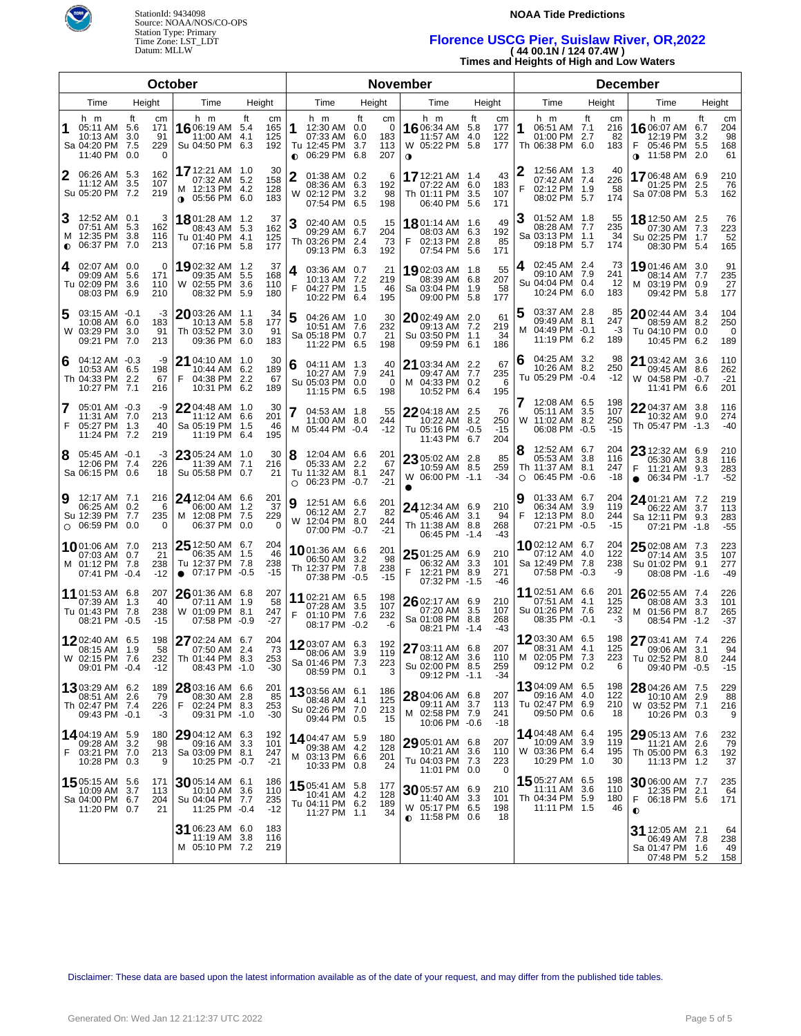StationId: 9434098
Source: NOAA/NOS/CO-OPS
Station Type: Primary
Time Zone: LST_LDT
Datum: MLLW

**NOAA Tide Predictions**

## Florence USCG Pier, Suislaw River, OR,2022

**( 44 00.1N / 124 07.4W )**

**Times and Heights of High and Low Waters**

### October

| Day | Time (h m) | Height (ft) | Height (cm) |
|---|---|---|---|
| 1 Sa | 05:11 AM | 5.6 | 171 |
| | 10:13 AM | 3.0 | 91 |
| | 04:20 PM | 7.5 | 229 |
| | 11:40 PM | 0.0 | 0 |
| 2 Su | 06:26 AM | 5.3 | 162 |
| | 11:12 AM | 3.5 | 107 |
| | 05:20 PM | 7.2 | 219 |
| 3 M ◐ | 12:52 AM | 0.1 | 3 |
| | 07:51 AM | 5.3 | 162 |
| | 12:35 PM | 3.8 | 116 |
| | 06:37 PM | 7.0 | 213 |
| 4 Tu | 02:07 AM | 0.0 | 0 |
| | 09:09 AM | 5.6 | 171 |
| | 02:09 PM | 3.6 | 110 |
| | 08:03 PM | 6.9 | 210 |
| 5 W | 03:15 AM | -0.1 | -3 |
| | 10:08 AM | 6.0 | 183 |
| | 03:29 PM | 3.0 | 91 |
| | 09:21 PM | 7.0 | 213 |
| 6 Th | 04:12 AM | -0.3 | -9 |
| | 10:53 AM | 6.5 | 198 |
| | 04:33 PM | 2.2 | 67 |
| | 10:27 PM | 7.1 | 216 |
| 7 F | 05:01 AM | -0.3 | -9 |
| | 11:31 AM | 7.0 | 213 |
| | 05:27 PM | 1.3 | 40 |
| | 11:24 PM | 7.2 | 219 |
| 8 Sa | 05:45 AM | -0.1 | -3 |
| | 12:06 PM | 7.4 | 226 |
| | 06:15 PM | 0.6 | 18 |
| 9 Su ○ | 12:17 AM | 7.1 | 216 |
| | 06:25 AM | 0.2 | 6 |
| | 12:39 PM | 7.7 | 235 |
| | 06:59 PM | 0.0 | 0 |
| 10 M | 01:06 AM | 7.0 | 213 |
| | 07:03 AM | 0.7 | 21 |
| | 01:12 PM | 7.8 | 238 |
| | 07:41 PM | -0.4 | -12 |
| 11 Tu | 01:53 AM | 6.8 | 207 |
| | 07:39 AM | 1.3 | 40 |
| | 01:43 PM | 7.8 | 238 |
| | 08:21 PM | -0.5 | -15 |
| 12 W | 02:40 AM | 6.5 | 198 |
| | 08:15 AM | 1.9 | 58 |
| | 02:15 PM | 7.6 | 232 |
| | 09:01 PM | -0.4 | -12 |
| 13 Th | 03:29 AM | 6.2 | 189 |
| | 08:51 AM | 2.6 | 79 |
| | 02:47 PM | 7.4 | 226 |
| | 09:43 PM | -0.1 | -3 |
| 14 F | 04:19 AM | 5.9 | 180 |
| | 09:28 AM | 3.2 | 98 |
| | 03:21 PM | 7.0 | 213 |
| | 10:28 PM | 0.3 | 9 |
| 15 Sa | 05:15 AM | 5.6 | 171 |
| | 10:09 AM | 3.7 | 113 |
| | 04:00 PM | 6.7 | 204 |
| | 11:20 PM | 0.7 | 21 |
| 16 Su | 06:19 AM | 5.4 | 165 |
| | 11:00 AM | 4.1 | 125 |
| | 04:50 PM | 6.3 | 192 |
| 17 M ◑ | 12:21 AM | 1.0 | 30 |
| | 07:32 AM | 5.2 | 158 |
| | 12:13 PM | 4.2 | 128 |
| | 05:56 PM | 6.0 | 183 |
| 18 Tu | 01:28 AM | 1.2 | 37 |
| | 08:43 AM | 5.3 | 162 |
| | 01:40 PM | 4.1 | 125 |
| | 07:16 PM | 5.8 | 177 |
| 19 W | 02:32 AM | 1.2 | 37 |
| | 09:35 AM | 5.5 | 168 |
| | 02:55 PM | 3.6 | 110 |
| | 08:32 PM | 5.9 | 180 |
| 20 Th | 03:26 AM | 1.1 | 34 |
| | 10:13 AM | 5.8 | 177 |
| | 03:52 PM | 3.0 | 91 |
| | 09:36 PM | 6.0 | 183 |
| 21 F | 04:10 AM | 1.0 | 30 |
| | 10:44 AM | 6.2 | 189 |
| | 04:38 PM | 2.2 | 67 |
| | 10:31 PM | 6.2 | 189 |
| 22 Sa | 04:48 AM | 1.0 | 30 |
| | 11:12 AM | 6.6 | 201 |
| | 05:19 PM | 1.5 | 46 |
| | 11:19 PM | 6.4 | 195 |
| 23 Su | 05:24 AM | 1.0 | 30 |
| | 11:39 AM | 7.1 | 216 |
| | 05:58 PM | 0.7 | 21 |
| 24 M | 12:04 AM | 6.6 | 201 |
| | 06:00 AM | 1.2 | 37 |
| | 12:08 PM | 7.5 | 229 |
| | 06:37 PM | 0.0 | 0 |
| 25 Tu ● | 12:50 AM | 6.7 | 204 |
| | 06:35 AM | 1.5 | 46 |
| | 12:37 PM | 7.8 | 238 |
| | 07:17 PM | -0.5 | -15 |
| 26 W | 01:36 AM | 6.8 | 207 |
| | 07:11 AM | 1.9 | 58 |
| | 01:09 PM | 8.1 | 247 |
| | 07:58 PM | -0.9 | -27 |
| 27 Th | 02:24 AM | 6.7 | 204 |
| | 07:50 AM | 2.4 | 73 |
| | 01:44 PM | 8.3 | 253 |
| | 08:43 PM | -1.0 | -30 |
| 28 F | 03:16 AM | 6.6 | 201 |
| | 08:30 AM | 2.8 | 85 |
| | 02:24 PM | 8.3 | 253 |
| | 09:31 PM | -1.0 | -30 |
| 29 Sa | 04:12 AM | 6.3 | 192 |
| | 09:16 AM | 3.3 | 101 |
| | 03:09 PM | 8.1 | 247 |
| | 10:25 PM | -0.7 | -21 |
| 30 Su | 05:14 AM | 6.1 | 186 |
| | 10:10 AM | 3.6 | 110 |
| | 04:04 PM | 7.7 | 235 |
| | 11:25 PM | -0.4 | -12 |
| 31 M | 06:23 AM | 6.0 | 183 |
| | 11:19 AM | 3.8 | 116 |
| | 05:10 PM | 7.2 | 219 |

### November

| Day | Time (h m) | Height (ft) | Height (cm) |
|---|---|---|---|
| 1 Tu ◐ | 12:30 AM | 0.0 | 0 |
| | 07:33 AM | 6.0 | 183 |
| | 12:45 PM | 3.7 | 113 |
| | 06:29 PM | 6.8 | 207 |
| 2 W | 01:38 AM | 0.2 | 6 |
| | 08:36 AM | 6.3 | 192 |
| | 02:12 PM | 3.2 | 98 |
| | 07:54 PM | 6.5 | 198 |
| 3 Th | 02:40 AM | 0.5 | 15 |
| | 09:29 AM | 6.7 | 204 |
| | 03:26 PM | 2.4 | 73 |
| | 09:13 PM | 6.3 | 192 |
| 4 F | 03:36 AM | 0.7 | 21 |
| | 10:13 AM | 7.2 | 219 |
| | 04:27 PM | 1.5 | 46 |
| | 10:22 PM | 6.4 | 195 |
| 5 Sa | 04:26 AM | 1.0 | 30 |
| | 10:51 AM | 7.6 | 232 |
| | 05:18 PM | 0.7 | 21 |
| | 11:22 PM | 6.5 | 198 |
| 6 Su | 04:11 AM | 1.3 | 40 |
| | 10:27 AM | 7.9 | 241 |
| | 05:03 PM | 0.0 | 0 |
| | 11:15 PM | 6.5 | 198 |
| 7 M | 04:53 AM | 1.8 | 55 |
| | 11:00 AM | 8.0 | 244 |
| | 05:44 PM | -0.4 | -12 |
| 8 Tu ○ | 12:04 AM | 6.6 | 201 |
| | 05:33 AM | 2.2 | 67 |
| | 11:32 AM | 8.1 | 247 |
| | 06:23 PM | -0.7 | -21 |
| 9 W | 12:51 AM | 6.6 | 201 |
| | 06:12 AM | 2.7 | 82 |
| | 12:04 PM | 8.0 | 244 |
| | 07:00 PM | -0.7 | -21 |
| 10 Th | 01:36 AM | 6.6 | 201 |
| | 06:50 AM | 3.2 | 98 |
| | 12:37 PM | 7.8 | 238 |
| | 07:38 PM | -0.5 | -15 |
| 11 F | 02:21 AM | 6.5 | 198 |
| | 07:28 AM | 3.5 | 107 |
| | 01:10 PM | 7.6 | 232 |
| | 08:17 PM | -0.2 | -6 |
| 12 Sa | 03:07 AM | 6.3 | 192 |
| | 08:06 AM | 3.9 | 119 |
| | 01:46 PM | 7.3 | 223 |
| | 08:59 PM | 0.1 | 3 |
| 13 Su | 03:56 AM | 6.1 | 186 |
| | 08:48 AM | 4.1 | 125 |
| | 02:26 PM | 7.0 | 213 |
| | 09:44 PM | 0.5 | 15 |
| 14 M | 04:47 AM | 5.9 | 180 |
| | 09:38 AM | 4.2 | 128 |
| | 03:13 PM | 6.6 | 201 |
| | 10:33 PM | 0.8 | 24 |
| 15 Tu | 05:41 AM | 5.8 | 177 |
| | 10:41 AM | 4.2 | 128 |
| | 04:11 PM | 6.2 | 189 |
| | 11:27 PM | 1.1 | 34 |
| 16 W ◑ | 06:34 AM | 5.8 | 177 |
| | 11:57 AM | 4.0 | 122 |
| | 05:22 PM | 5.8 | 177 |
| 17 Th | 12:21 AM | 1.4 | 43 |
| | 07:22 AM | 6.0 | 183 |
| | 01:11 PM | 3.5 | 107 |
| | 06:40 PM | 5.6 | 171 |
| 18 F | 01:14 AM | 1.6 | 49 |
| | 08:03 AM | 6.3 | 192 |
| | 02:13 PM | 2.8 | 85 |
| | 07:54 PM | 5.6 | 171 |
| 19 Sa | 02:03 AM | 1.8 | 55 |
| | 08:39 AM | 6.8 | 207 |
| | 03:04 PM | 1.9 | 58 |
| | 09:00 PM | 5.8 | 177 |
| 20 Su | 02:49 AM | 2.0 | 61 |
| | 09:13 AM | 7.2 | 219 |
| | 03:50 PM | 1.1 | 34 |
| | 09:59 PM | 6.1 | 186 |
| 21 M | 03:34 AM | 2.2 | 67 |
| | 09:47 AM | 7.7 | 235 |
| | 04:33 PM | 0.2 | 6 |
| | 10:52 PM | 6.4 | 195 |
| 22 Tu | 04:18 AM | 2.5 | 76 |
| | 10:22 AM | 8.2 | 250 |
| | 05:16 PM | -0.5 | -15 |
| | 11:43 PM | 6.7 | 204 |
| 23 W ● | 05:02 AM | 2.8 | 85 |
| | 10:59 AM | 8.5 | 259 |
| | 06:00 PM | -1.1 | -34 |
| 24 Th | 12:34 AM | 6.9 | 210 |
| | 05:46 AM | 3.1 | 94 |
| | 11:38 AM | 8.8 | 268 |
| | 06:45 PM | -1.4 | -43 |
| 25 F | 01:25 AM | 6.9 | 210 |
| | 06:32 AM | 3.3 | 101 |
| | 12:21 PM | 8.9 | 271 |
| | 07:32 PM | -1.5 | -46 |
| 26 Sa | 02:17 AM | 6.9 | 210 |
| | 07:20 AM | 3.5 | 107 |
| | 01:08 PM | 8.8 | 268 |
| | 08:21 PM | -1.4 | -43 |
| 27 Su | 03:11 AM | 6.8 | 207 |
| | 08:12 AM | 3.6 | 110 |
| | 02:00 PM | 8.5 | 259 |
| | 09:12 PM | -1.1 | -34 |
| 28 M | 04:06 AM | 6.8 | 207 |
| | 09:11 AM | 3.7 | 113 |
| | 02:58 PM | 7.9 | 241 |
| | 10:06 PM | -0.6 | -18 |
| 29 Tu | 05:01 AM | 6.8 | 207 |
| | 10:21 AM | 3.6 | 110 |
| | 04:03 PM | 7.3 | 223 |
| | 11:01 PM | 0.0 | 0 |
| 30 W ◐ | 05:57 AM | 6.9 | 210 |
| | 11:40 AM | 3.3 | 101 |
| | 05:17 PM | 6.5 | 198 |
| | 11:58 PM | 0.6 | 18 |

### December

| Day | Time (h m) | Height (ft) | Height (cm) |
|---|---|---|---|
| 1 Th | 06:51 AM | 7.1 | 216 |
| | 01:00 PM | 2.7 | 82 |
| | 06:38 PM | 6.0 | 183 |
| 2 F | 12:56 AM | 1.3 | 40 |
| | 07:42 AM | 7.4 | 226 |
| | 02:12 PM | 1.9 | 58 |
| | 08:02 PM | 5.7 | 174 |
| 3 Sa | 01:52 AM | 1.8 | 55 |
| | 08:28 AM | 7.7 | 235 |
| | 03:13 PM | 1.1 | 34 |
| | 09:18 PM | 5.7 | 174 |
| 4 Su | 02:45 AM | 2.4 | 73 |
| | 09:10 AM | 7.9 | 241 |
| | 04:04 PM | 0.4 | 12 |
| | 10:24 PM | 6.0 | 183 |
| 5 M | 03:37 AM | 2.8 | 85 |
| | 09:49 AM | 8.1 | 247 |
| | 04:49 PM | -0.1 | -3 |
| | 11:19 PM | 6.2 | 189 |
| 6 Tu | 04:25 AM | 3.2 | 98 |
| | 10:26 AM | 8.2 | 250 |
| | 05:29 PM | -0.4 | -12 |
| 7 W | 12:08 AM | 6.5 | 198 |
| | 05:11 AM | 3.5 | 107 |
| | 11:02 AM | 8.2 | 250 |
| | 06:08 PM | -0.5 | -15 |
| 8 Th ○ | 12:52 AM | 6.7 | 204 |
| | 05:53 AM | 3.8 | 116 |
| | 11:37 AM | 8.1 | 247 |
| | 06:45 PM | -0.6 | -18 |
| 9 F | 01:33 AM | 6.7 | 204 |
| | 06:34 AM | 3.9 | 119 |
| | 12:13 PM | 8.0 | 244 |
| | 07:21 PM | -0.5 | -15 |
| 10 Sa | 02:12 AM | 6.7 | 204 |
| | 07:12 AM | 4.0 | 122 |
| | 12:49 PM | 7.8 | 238 |
| | 07:58 PM | -0.3 | -9 |
| 11 Su | 02:51 AM | 6.6 | 201 |
| | 07:51 AM | 4.1 | 125 |
| | 01:26 PM | 7.6 | 232 |
| | 08:35 PM | -0.1 | -3 |
| 12 M | 03:30 AM | 6.5 | 198 |
| | 08:31 AM | 4.1 | 125 |
| | 02:05 PM | 7.3 | 223 |
| | 09:12 PM | 0.2 | 6 |
| 13 Tu | 04:09 AM | 6.5 | 198 |
| | 09:16 AM | 4.0 | 122 |
| | 02:47 PM | 6.9 | 210 |
| | 09:50 PM | 0.6 | 18 |
| 14 W | 04:48 AM | 6.4 | 195 |
| | 10:09 AM | 3.9 | 119 |
| | 03:36 PM | 6.4 | 195 |
| | 10:29 PM | 1.0 | 30 |
| 15 Th | 05:27 AM | 6.5 | 198 |
| | 11:11 AM | 3.6 | 110 |
| | 04:34 PM | 5.9 | 180 |
| | 11:11 PM | 1.5 | 46 |
| 16 F ◑ | 06:07 AM | 6.7 | 204 |
| | 12:19 PM | 3.2 | 98 |
| | 05:46 PM | 5.5 | 168 |
| | 11:58 PM | 2.0 | 61 |
| 17 Sa | 06:48 AM | 6.9 | 210 |
| | 01:25 PM | 2.5 | 76 |
| | 07:08 PM | 5.3 | 162 |
| 18 Su | 12:50 AM | 2.5 | 76 |
| | 07:30 AM | 7.3 | 223 |
| | 02:25 PM | 1.7 | 52 |
| | 08:30 PM | 5.4 | 165 |
| 19 M | 01:46 AM | 3.0 | 91 |
| | 08:14 AM | 7.7 | 235 |
| | 03:19 PM | 0.9 | 27 |
| | 09:42 PM | 5.8 | 177 |
| 20 Tu | 02:44 AM | 3.4 | 104 |
| | 08:59 AM | 8.2 | 250 |
| | 04:10 PM | 0.0 | 0 |
| | 10:45 PM | 6.2 | 189 |
| 21 W | 03:42 AM | 3.6 | 110 |
| | 09:45 AM | 8.6 | 262 |
| | 04:58 PM | -0.7 | -21 |
| | 11:41 PM | 6.6 | 201 |
| 22 Th | 04:37 AM | 3.8 | 116 |
| | 10:32 AM | 9.0 | 274 |
| | 05:47 PM | -1.3 | -40 |
| 23 F ● | 12:32 AM | 6.9 | 210 |
| | 05:30 AM | 3.8 | 116 |
| | 11:21 AM | 9.3 | 283 |
| | 06:34 PM | -1.7 | -52 |
| 24 Sa | 01:21 AM | 7.2 | 219 |
| | 06:22 AM | 3.7 | 113 |
| | 12:11 PM | 9.3 | 283 |
| | 07:21 PM | -1.8 | -55 |
| 25 Su | 02:08 AM | 7.3 | 223 |
| | 07:14 AM | 3.5 | 107 |
| | 01:02 PM | 9.1 | 277 |
| | 08:08 PM | -1.6 | -49 |
| 26 M | 02:55 AM | 7.4 | 226 |
| | 08:08 AM | 3.3 | 101 |
| | 01:56 PM | 8.7 | 265 |
| | 08:54 PM | -1.2 | -37 |
| 27 Tu | 03:41 AM | 7.4 | 226 |
| | 09:06 AM | 3.1 | 94 |
| | 02:52 PM | 8.0 | 244 |
| | 09:40 PM | -0.5 | -15 |
| 28 W | 04:26 AM | 7.5 | 229 |
| | 10:10 AM | 2.9 | 88 |
| | 03:52 PM | 7.1 | 216 |
| | 10:26 PM | 0.3 | 9 |
| 29 Th | 05:13 AM | 7.6 | 232 |
| | 11:21 AM | 2.6 | 79 |
| | 05:00 PM | 6.3 | 192 |
| | 11:13 PM | 1.2 | 37 |
| 30 F ◐ | 06:00 AM | 7.7 | 235 |
| | 12:35 PM | 2.1 | 64 |
| | 06:18 PM | 5.6 | 171 |
| 31 Sa | 12:05 AM | 2.1 | 64 |
| | 06:49 AM | 7.8 | 238 |
| | 01:47 PM | 1.6 | 49 |
| | 07:48 PM | 5.2 | 158 |

Disclaimer: These data are based upon the latest information available as of the date of your request, and may differ from the published tide tables.

Generated On: Wed Jan 12 21:12:37 UTC 2022